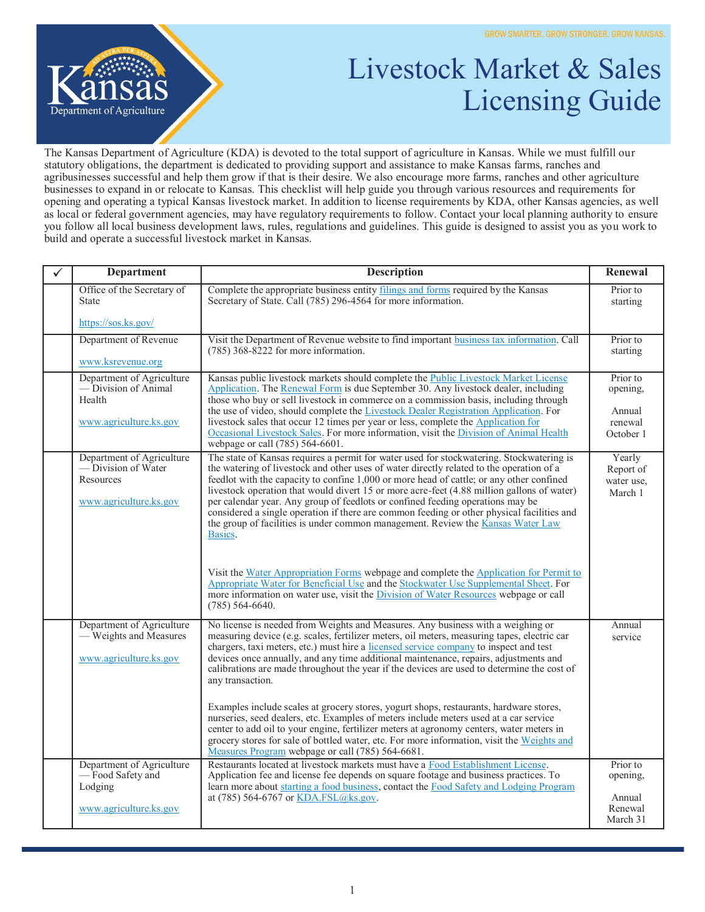GROW SMARTER. GROW STRONGER. GROW KANSAS.

Kansas Department of Agriculture

# Livestock Market & Sales Licensing Guide

The Kansas Department of Agriculture (KDA) is devoted to the total support of agriculture in Kansas. While we must fulfill our statutory obligations, the department is dedicated to providing support and assistance to make Kansas farms, ranches and agribusinesses successful and help them grow if that is their desire. We also encourage more farms, ranches and other agriculture businesses to expand in or relocate to Kansas. This checklist will help guide you through various resources and requirements for opening and operating a typical Kansas livestock market. In addition to license requirements by KDA, other Kansas agencies, as well as local or federal government agencies, may have regulatory requirements to follow. Contact your local planning authority to ensure you follow all local business development laws, rules, regulations and guidelines. This guide is designed to assist you as you work to build and operate a successful livestock market in Kansas.

| ✓ | Department | Description | Renewal |
|---|---|---|---|
| | Office of the Secretary of State<br><br>https://sos.ks.gov/ | Complete the appropriate business entity filings and forms required by the Kansas Secretary of State. Call (785) 296-4564 for more information. | Prior to starting |
| | Department of Revenue<br><br>www.ksrevenue.org | Visit the Department of Revenue website to find important business tax information. Call (785) 368-8222 for more information. | Prior to starting |
| | Department of Agriculture — Division of Animal Health<br><br>www.agriculture.ks.gov | Kansas public livestock markets should complete the Public Livestock Market License Application. The Renewal Form is due September 30. Any livestock dealer, including those who buy or sell livestock in commerce on a commission basis, including through the use of video, should complete the Livestock Dealer Registration Application. For livestock sales that occur 12 times per year or less, complete the Application for Occasional Livestock Sales. For more information, visit the Division of Animal Health webpage or call (785) 564-6601. | Prior to opening,<br><br>Annual renewal October 1 |
| | Department of Agriculture — Division of Water Resources<br><br>www.agriculture.ks.gov | The state of Kansas requires a permit for water used for stockwatering. Stockwatering is the watering of livestock and other uses of water directly related to the operation of a feedlot with the capacity to confine 1,000 or more head of cattle; or any other confined livestock operation that would divert 15 or more acre-feet (4.88 million gallons of water) per calendar year. Any group of feedlots or confined feeding operations may be considered a single operation if there are common feeding or other physical facilities and the group of facilities is under common management. Review the Kansas Water Law Basics.<br><br>Visit the Water Appropriation Forms webpage and complete the Application for Permit to Appropriate Water for Beneficial Use and the Stockwater Use Supplemental Sheet. For more information on water use, visit the Division of Water Resources webpage or call (785) 564-6640. | Yearly Report of water use, March 1 |
| | Department of Agriculture — Weights and Measures<br><br>www.agriculture.ks.gov | No license is needed from Weights and Measures. Any business with a weighing or measuring device (e.g. scales, fertilizer meters, oil meters, measuring tapes, electric car chargers, taxi meters, etc.) must hire a licensed service company to inspect and test devices once annually, and any time additional maintenance, repairs, adjustments and calibrations are made throughout the year if the devices are used to determine the cost of any transaction.<br><br>Examples include scales at grocery stores, yogurt shops, restaurants, hardware stores, nurseries, seed dealers, etc. Examples of meters include meters used at a car service center to add oil to your engine, fertilizer meters at agronomy centers, water meters in grocery stores for sale of bottled water, etc. For more information, visit the Weights and Measures Program webpage or call (785) 564-6681. | Annual service |
| | Department of Agriculture — Food Safety and Lodging<br><br>www.agriculture.ks.gov | Restaurants located at livestock markets must have a Food Establishment License. Application fee and license fee depends on square footage and business practices. To learn more about starting a food business, contact the Food Safety and Lodging Program at (785) 564-6767 or KDA.FSL@ks.gov. | Prior to opening,<br><br>Annual Renewal March 31 |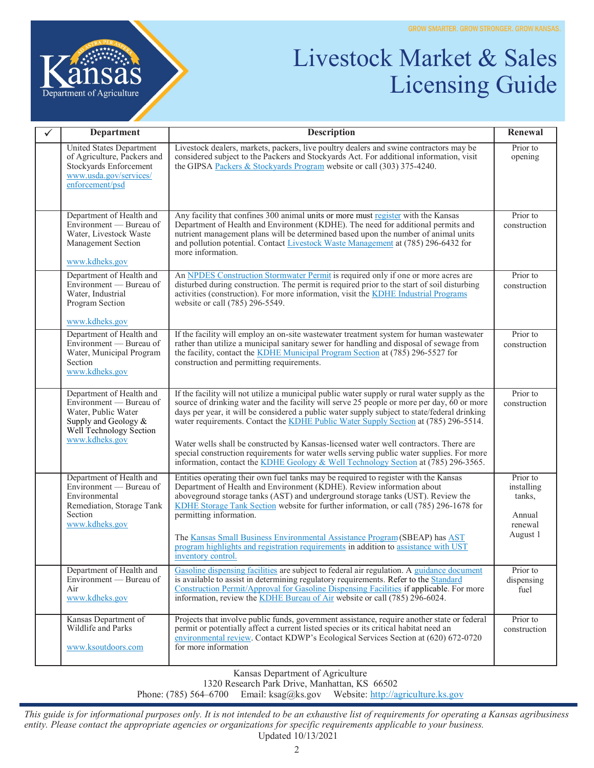GROW SMARTER. GROW STRONGER. GROW KANSAS.

# Livestock Market & Sales Licensing Guide

| ✓ | Department | Description | Renewal |
|---|---|---|---|
| | United States Department of Agriculture, Packers and Stockyards Enforcement www.usda.gov/services/enforcement/psd | Livestock dealers, markets, packers, live poultry dealers and swine contractors may be considered subject to the Packers and Stockyards Act. For additional information, visit the GIPSA Packers & Stockyards Program website or call (303) 375-4240. | Prior to opening |
| | Department of Health and Environment — Bureau of Water, Livestock Waste Management Section www.kdheks.gov | Any facility that confines 300 animal units or more must register with the Kansas Department of Health and Environment (KDHE). The need for additional permits and nutrient management plans will be determined based upon the number of animal units and pollution potential. Contact Livestock Waste Management at (785) 296-6432 for more information. | Prior to construction |
| | Department of Health and Environment — Bureau of Water, Industrial Program Section www.kdheks.gov | An NPDES Construction Stormwater Permit is required only if one or more acres are disturbed during construction. The permit is required prior to the start of soil disturbing activities (construction). For more information, visit the KDHE Industrial Programs website or call (785) 296-5549. | Prior to construction |
| | Department of Health and Environment — Bureau of Water, Municipal Program Section www.kdheks.gov | If the facility will employ an on-site wastewater treatment system for human wastewater rather than utilize a municipal sanitary sewer for handling and disposal of sewage from the facility, contact the KDHE Municipal Program Section at (785) 296-5527 for construction and permitting requirements. | Prior to construction |
| | Department of Health and Environment — Bureau of Water, Public Water Supply and Geology & Well Technology Section www.kdheks.gov | If the facility will not utilize a municipal public water supply or rural water supply as the source of drinking water and the facility will serve 25 people or more per day, 60 or more days per year, it will be considered a public water supply subject to state/federal drinking water requirements. Contact the KDHE Public Water Supply Section at (785) 296-5514.<br><br>Water wells shall be constructed by Kansas-licensed water well contractors. There are special construction requirements for water wells serving public water supplies. For more information, contact the KDHE Geology & Well Technology Section at (785) 296-3565. | Prior to construction |
| | Department of Health and Environment — Bureau of Environmental Remediation, Storage Tank Section www.kdheks.gov | Entities operating their own fuel tanks may be required to register with the Kansas Department of Health and Environment (KDHE). Review information about aboveground storage tanks (AST) and underground storage tanks (UST). Review the KDHE Storage Tank Section website for further information, or call (785) 296-1678 for permitting information.<br><br>The Kansas Small Business Environmental Assistance Program (SBEAP) has AST program highlights and registration requirements in addition to assistance with UST inventory control. | Prior to installing tanks,<br><br>Annual renewal August 1 |
| | Department of Health and Environment — Bureau of Air www.kdheks.gov | Gasoline dispensing facilities are subject to federal air regulation. A guidance document is available to assist in determining regulatory requirements. Refer to the Standard Construction Permit/Approval for Gasoline Dispensing Facilities if applicable. For more information, review the KDHE Bureau of Air website or call (785) 296-6024. | Prior to dispensing fuel |
| | Kansas Department of Wildlife and Parks www.ksoutdoors.com | Projects that involve public funds, government assistance, require another state or federal permit or potentially affect a current listed species or its critical habitat need an environmental review. Contact KDWP's Ecological Services Section at (620) 672-0720 for more information | Prior to construction |

Kansas Department of Agriculture
1320 Research Park Drive, Manhattan, KS 66502
Phone: (785) 564–6700 Email: ksag@ks.gov Website: http://agriculture.ks.gov

*This guide is for informational purposes only. It is not intended to be an exhaustive list of requirements for operating a Kansas agribusiness entity. Please contact the appropriate agencies or organizations for specific requirements applicable to your business.*
Updated 10/13/2021